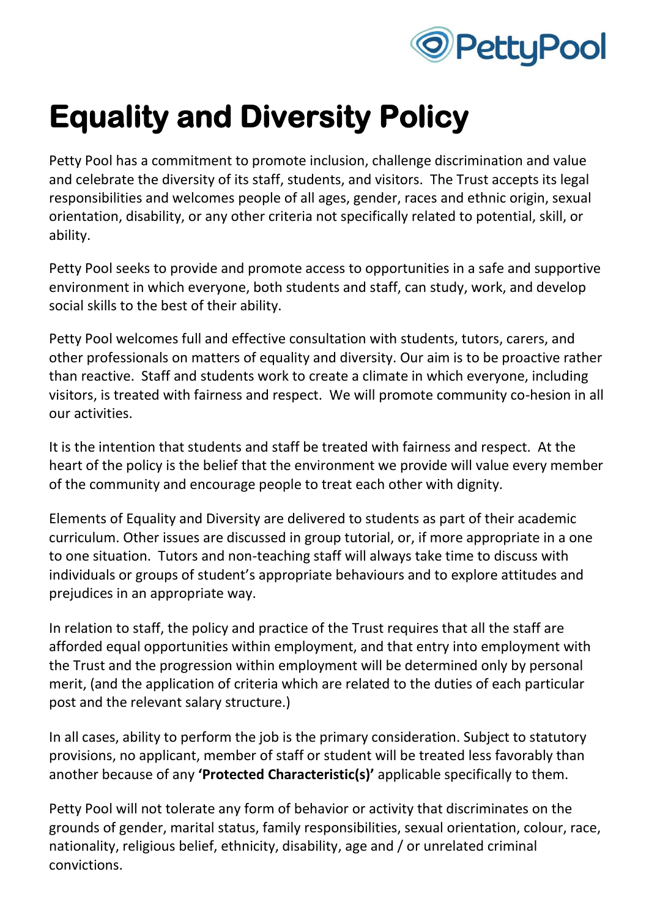# Equality and Diversity Policy

Petty Pool has a commitment to promote inclusion, challenge discrimination and value and celebrate the diversity of its staff, students, and visitors. The Trust accepts its legal responsibilities and welcomes people of all ages, gender, races and ethnic origin, sexual orientation, disability, or any other criteria not specifically related to potential, skill, or ability.

Petty Pool seeks to provide and promote access to opportunities in a safe and supportive environment in which everyone, both students and staff, can study, work, and develop social skills to the best of their ability.

Petty Pool welcomes full and effective consultation with students, tutors, carers, and other professionals on matters of equality and diversity. Our aim is to be proactive rather than reactive. Staff and students work to create a climate in which everyone, including visitors, is treated with fairness and respect. We will promote community co-hesion in all our activities.

It is the intention that students and staff be treated with fairness and respect. At the heart of the policy is the belief that the environment we provide will value every member of the community and encourage people to treat each other with dignity.

Elements of Equality and Diversity are delivered to students as part of their academic curriculum. Other issues are discussed in group tutorial, or, if more appropriate in a one to one situation. Tutors and non-teaching staff will always take time to discuss with individuals or groups of student's appropriate behaviours and to explore attitudes and prejudices in an appropriate way.

In relation to staff, the policy and practice of the Trust requires that all the staff are afforded equal opportunities within employment, and that entry into employment with the Trust and the progression within employment will be determined only by personal merit, (and the application of criteria which are related to the duties of each particular post and the relevant salary structure.)

In all cases, ability to perform the job is the primary consideration. Subject to statutory provisions, no applicant, member of staff or student will be treated less favorably than another because of any **'Protected Characteristic(s)'** applicable specifically to them.

Petty Pool will not tolerate any form of behavior or activity that discriminates on the grounds of gender, marital status, family responsibilities, sexual orientation, colour, race, nationality, religious belief, ethnicity, disability, age and / or unrelated criminal convictions.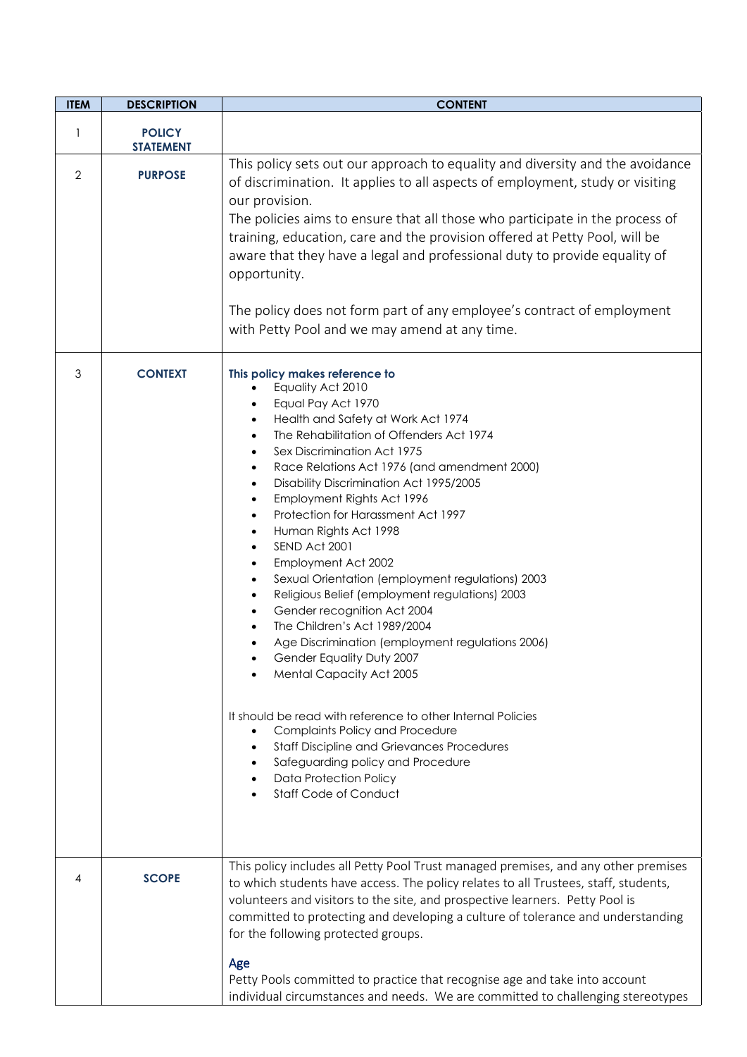| ITEM | DESCRIPTION | CONTENT |
|---|---|---|
| 1 | **POLICY STATEMENT** | |
| 2 | **PURPOSE** | This policy sets out our approach to equality and diversity and the avoidance of discrimination. It applies to all aspects of employment, study or visiting our provision.<br>The policies aims to ensure that all those who participate in the process of training, education, care and the provision offered at Petty Pool, will be aware that they have a legal and professional duty to provide equality of opportunity.<br><br>The policy does not form part of any employee's contract of employment with Petty Pool and we may amend at any time. |
| 3 | **CONTEXT** | **This policy makes reference to**<br>• Equality Act 2010<br>• Equal Pay Act 1970<br>• Health and Safety at Work Act 1974<br>• The Rehabilitation of Offenders Act 1974<br>• Sex Discrimination Act 1975<br>• Race Relations Act 1976 (and amendment 2000)<br>• Disability Discrimination Act 1995/2005<br>• Employment Rights Act 1996<br>• Protection for Harassment Act 1997<br>• Human Rights Act 1998<br>• SEND Act 2001<br>• Employment Act 2002<br>• Sexual Orientation (employment regulations) 2003<br>• Religious Belief (employment regulations) 2003<br>• Gender recognition Act 2004<br>• The Children's Act 1989/2004<br>• Age Discrimination (employment regulations 2006)<br>• Gender Equality Duty 2007<br>• Mental Capacity Act 2005<br><br>It should be read with reference to other Internal Policies<br>• Complaints Policy and Procedure<br>• Staff Discipline and Grievances Procedures<br>• Safeguarding policy and Procedure<br>• Data Protection Policy<br>• Staff Code of Conduct |
| 4 | **SCOPE** | This policy includes all Petty Pool Trust managed premises, and any other premises to which students have access. The policy relates to all Trustees, staff, students, volunteers and visitors to the site, and prospective learners. Petty Pool is committed to protecting and developing a culture of tolerance and understanding for the following protected groups.<br><br>**Age**<br>Petty Pools committed to practice that recognise age and take into account individual circumstances and needs. We are committed to challenging stereotypes |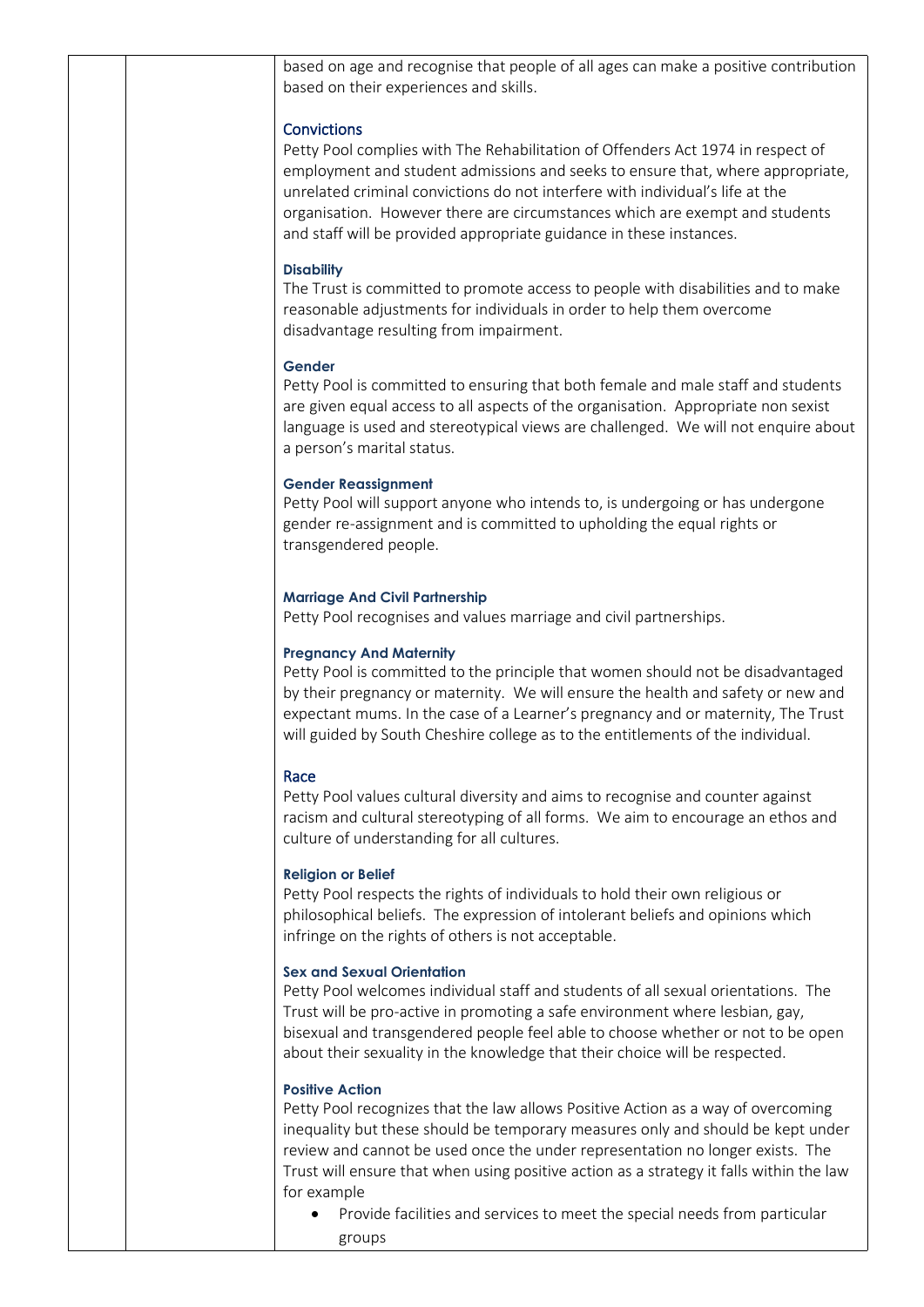based on age and recognise that people of all ages can make a positive contribution based on their experiences and skills.

### Convictions

Petty Pool complies with The Rehabilitation of Offenders Act 1974 in respect of employment and student admissions and seeks to ensure that, where appropriate, unrelated criminal convictions do not interfere with individual's life at the organisation. However there are circumstances which are exempt and students and staff will be provided appropriate guidance in these instances.

### Disability

The Trust is committed to promote access to people with disabilities and to make reasonable adjustments for individuals in order to help them overcome disadvantage resulting from impairment.

### Gender

Petty Pool is committed to ensuring that both female and male staff and students are given equal access to all aspects of the organisation. Appropriate non sexist language is used and stereotypical views are challenged. We will not enquire about a person's marital status.

### Gender Reassignment

Petty Pool will support anyone who intends to, is undergoing or has undergone gender re-assignment and is committed to upholding the equal rights or transgendered people.

### Marriage And Civil Partnership

Petty Pool recognises and values marriage and civil partnerships.

### Pregnancy And Maternity

Petty Pool is committed to the principle that women should not be disadvantaged by their pregnancy or maternity. We will ensure the health and safety or new and expectant mums. In the case of a Learner's pregnancy and or maternity, The Trust will guided by South Cheshire college as to the entitlements of the individual.

### Race

Petty Pool values cultural diversity and aims to recognise and counter against racism and cultural stereotyping of all forms. We aim to encourage an ethos and culture of understanding for all cultures.

### Religion or Belief

Petty Pool respects the rights of individuals to hold their own religious or philosophical beliefs. The expression of intolerant beliefs and opinions which infringe on the rights of others is not acceptable.

### Sex and Sexual Orientation

Petty Pool welcomes individual staff and students of all sexual orientations. The Trust will be pro-active in promoting a safe environment where lesbian, gay, bisexual and transgendered people feel able to choose whether or not to be open about their sexuality in the knowledge that their choice will be respected.

### Positive Action

Petty Pool recognizes that the law allows Positive Action as a way of overcoming inequality but these should be temporary measures only and should be kept under review and cannot be used once the under representation no longer exists. The Trust will ensure that when using positive action as a strategy it falls within the law for example

- Provide facilities and services to meet the special needs from particular groups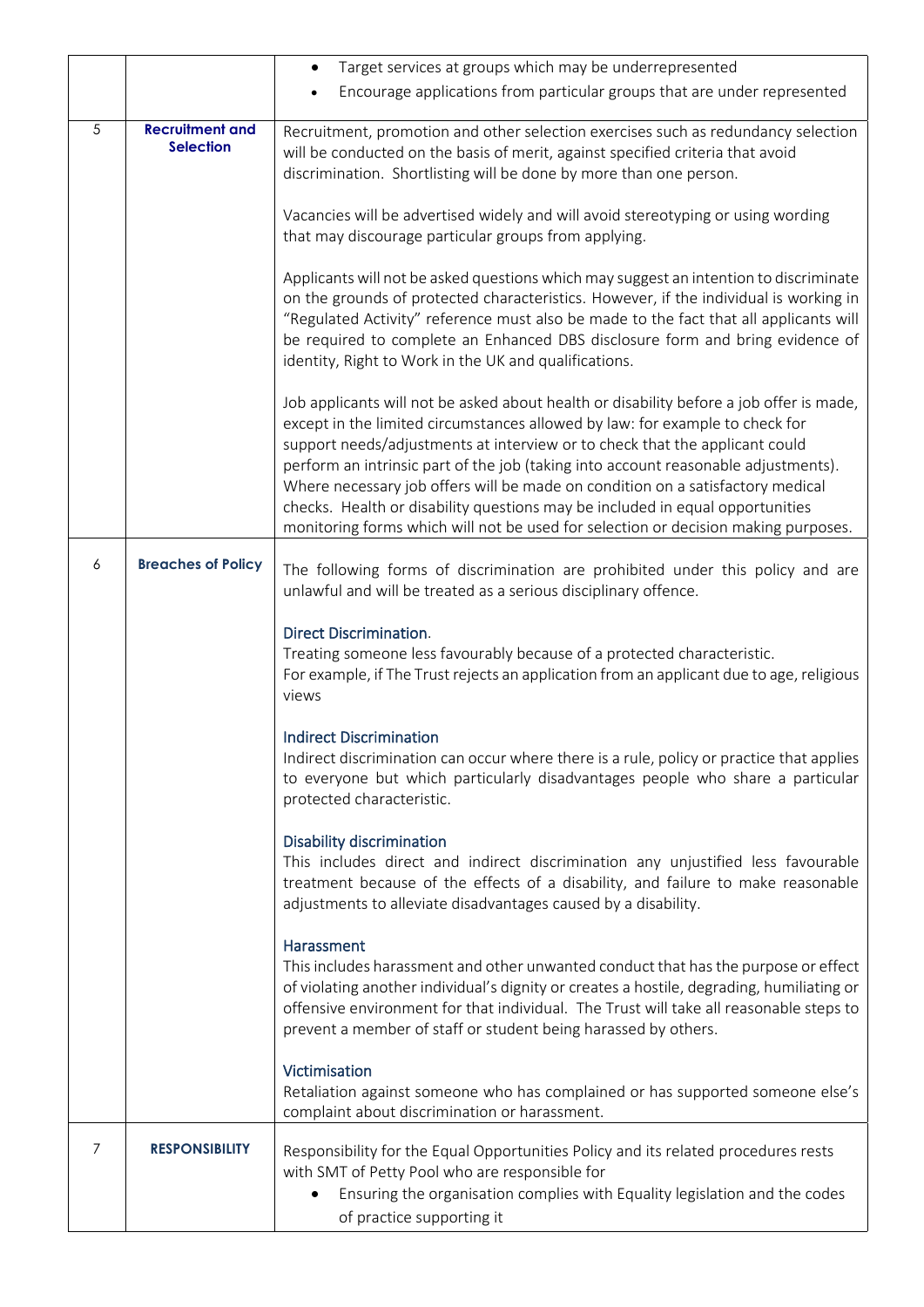| | | |
|---|---|---|
| | | • Target services at groups which may be underrepresented<br>• Encourage applications from particular groups that are under represented |
| 5 | **Recruitment and Selection** | Recruitment, promotion and other selection exercises such as redundancy selection will be conducted on the basis of merit, against specified criteria that avoid discrimination. Shortlisting will be done by more than one person.<br><br>Vacancies will be advertised widely and will avoid stereotyping or using wording that may discourage particular groups from applying.<br><br>Applicants will not be asked questions which may suggest an intention to discriminate on the grounds of protected characteristics. However, if the individual is working in "Regulated Activity" reference must also be made to the fact that all applicants will be required to complete an Enhanced DBS disclosure form and bring evidence of identity, Right to Work in the UK and qualifications.<br><br>Job applicants will not be asked about health or disability before a job offer is made, except in the limited circumstances allowed by law: for example to check for support needs/adjustments at interview or to check that the applicant could perform an intrinsic part of the job (taking into account reasonable adjustments). Where necessary job offers will be made on condition on a satisfactory medical checks. Health or disability questions may be included in equal opportunities monitoring forms which will not be used for selection or decision making purposes. |
| 6 | **Breaches of Policy** | The following forms of discrimination are prohibited under this policy and are unlawful and will be treated as a serious disciplinary offence.<br><br>**Direct Discrimination**.<br>Treating someone less favourably because of a protected characteristic.<br>For example, if The Trust rejects an application from an applicant due to age, religious views<br><br>**Indirect Discrimination**<br>Indirect discrimination can occur where there is a rule, policy or practice that applies to everyone but which particularly disadvantages people who share a particular protected characteristic.<br><br>**Disability discrimination**<br>This includes direct and indirect discrimination any unjustified less favourable treatment because of the effects of a disability, and failure to make reasonable adjustments to alleviate disadvantages caused by a disability.<br><br>**Harassment**<br>This includes harassment and other unwanted conduct that has the purpose or effect of violating another individual's dignity or creates a hostile, degrading, humiliating or offensive environment for that individual. The Trust will take all reasonable steps to prevent a member of staff or student being harassed by others.<br><br>**Victimisation**<br>Retaliation against someone who has complained or has supported someone else's complaint about discrimination or harassment. |
| 7 | **RESPONSIBILITY** | Responsibility for the Equal Opportunities Policy and its related procedures rests with SMT of Petty Pool who are responsible for<br>• Ensuring the organisation complies with Equality legislation and the codes of practice supporting it |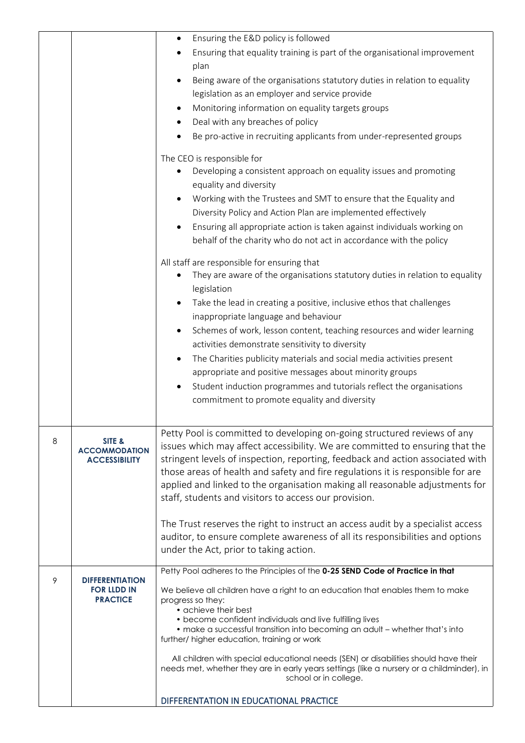| | | |
|---|---|---|
| | | • Ensuring the E&D policy is followed<br>• Ensuring that equality training is part of the organisational improvement plan<br>• Being aware of the organisations statutory duties in relation to equality legislation as an employer and service provide<br>• Monitoring information on equality targets groups<br>• Deal with any breaches of policy<br>• Be pro-active in recruiting applicants from under-represented groups<br><br>The CEO is responsible for<br>• Developing a consistent approach on equality issues and promoting equality and diversity<br>• Working with the Trustees and SMT to ensure that the Equality and Diversity Policy and Action Plan are implemented effectively<br>• Ensuring all appropriate action is taken against individuals working on behalf of the charity who do not act in accordance with the policy<br><br>All staff are responsible for ensuring that<br>• They are aware of the organisations statutory duties in relation to equality legislation<br>• Take the lead in creating a positive, inclusive ethos that challenges inappropriate language and behaviour<br>• Schemes of work, lesson content, teaching resources and wider learning activities demonstrate sensitivity to diversity<br>• The Charities publicity materials and social media activities present appropriate and positive messages about minority groups<br>• Student induction programmes and tutorials reflect the organisations commitment to promote equality and diversity |
| 8 | **SITE & ACCOMMODATION ACCESSIBILITY** | Petty Pool is committed to developing on-going structured reviews of any issues which may affect accessibility. We are committed to ensuring that the stringent levels of inspection, reporting, feedback and action associated with those areas of health and safety and fire regulations it is responsible for are applied and linked to the organisation making all reasonable adjustments for staff, students and visitors to access our provision.<br><br>The Trust reserves the right to instruct an access audit by a specialist access auditor, to ensure complete awareness of all its responsibilities and options under the Act, prior to taking action. |
| 9 | **DIFFERENTIATION FOR LLDD IN PRACTICE** | Petty Pool adheres to the Principles of the **0-25 SEND Code of Practice in that**<br><br>We believe all children have a right to an education that enables them to make progress so they:<br>• achieve their best<br>• become confident individuals and live fulfilling lives<br>• make a successful transition into becoming an adult – whether that's into further/ higher education, training or work<br><br>All children with special educational needs (SEN) or disabilities should have their needs met, whether they are in early years settings (like a nursery or a childminder), in school or in college.<br><br>DIFFERENTATION IN EDUCATIONAL PRACTICE |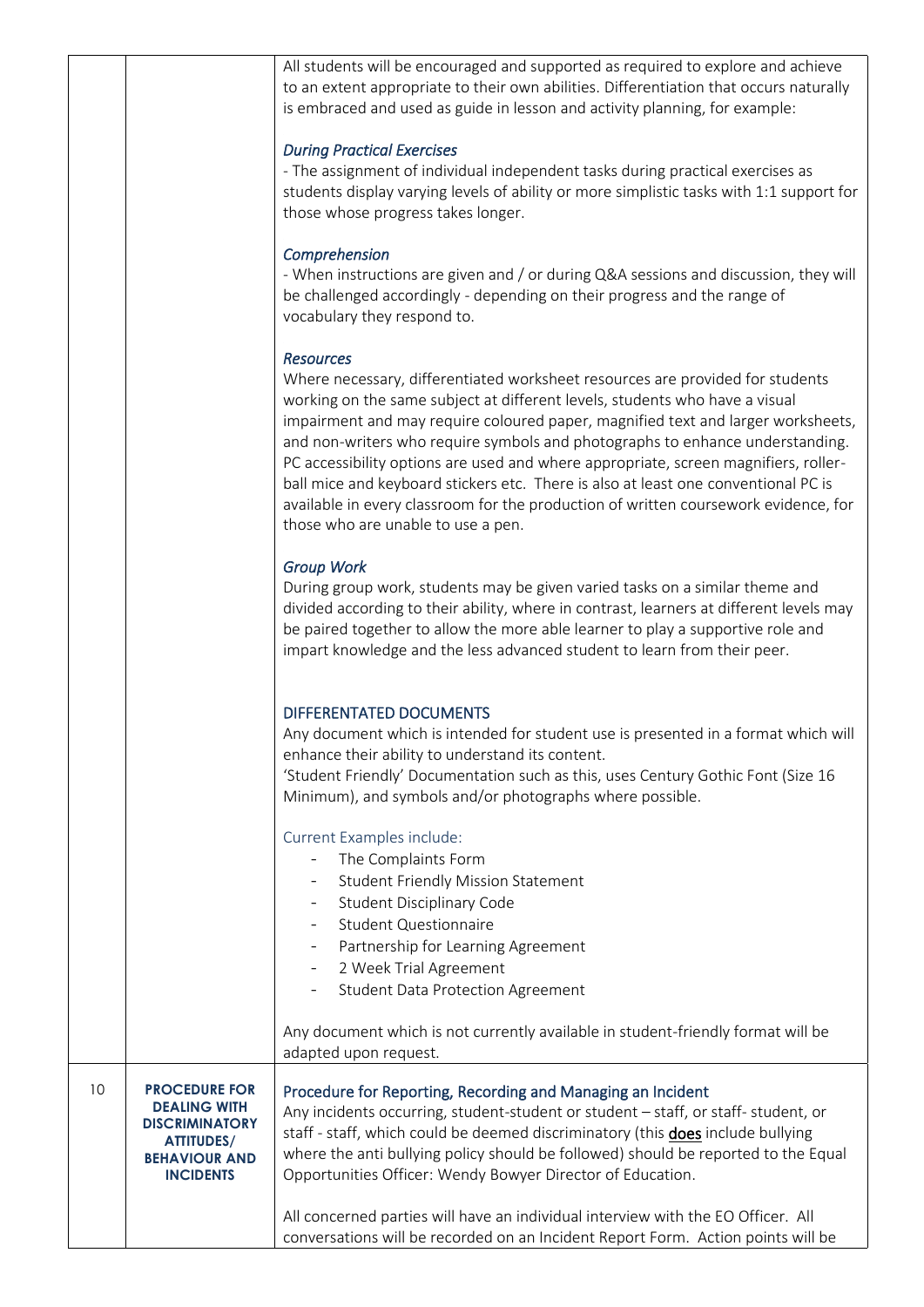| | | |
|---|---|---|
| | | All students will be encouraged and supported as required to explore and achieve to an extent appropriate to their own abilities. Differentiation that occurs naturally is embraced and used as guide in lesson and activity planning, for example:<br><br>*During Practical Exercises*<br>- The assignment of individual independent tasks during practical exercises as students display varying levels of ability or more simplistic tasks with 1:1 support for those whose progress takes longer.<br><br>*Comprehension*<br>- When instructions are given and / or during Q&A sessions and discussion, they will be challenged accordingly - depending on their progress and the range of vocabulary they respond to.<br><br>*Resources*<br>Where necessary, differentiated worksheet resources are provided for students working on the same subject at different levels, students who have a visual impairment and may require coloured paper, magnified text and larger worksheets, and non-writers who require symbols and photographs to enhance understanding. PC accessibility options are used and where appropriate, screen magnifiers, roller-ball mice and keyboard stickers etc. There is also at least one conventional PC is available in every classroom for the production of written coursework evidence, for those who are unable to use a pen.<br><br>*Group Work*<br>During group work, students may be given varied tasks on a similar theme and divided according to their ability, where in contrast, learners at different levels may be paired together to allow the more able learner to play a supportive role and impart knowledge and the less advanced student to learn from their peer.<br><br>DIFFERENTATED DOCUMENTS<br>Any document which is intended for student use is presented in a format which will enhance their ability to understand its content.<br>'Student Friendly' Documentation such as this, uses Century Gothic Font (Size 16 Minimum), and symbols and/or photographs where possible.<br><br>Current Examples include:<br>- The Complaints Form<br>- Student Friendly Mission Statement<br>- Student Disciplinary Code<br>- Student Questionnaire<br>- Partnership for Learning Agreement<br>- 2 Week Trial Agreement<br>- Student Data Protection Agreement<br><br>Any document which is not currently available in student-friendly format will be adapted upon request. |
| 10 | **PROCEDURE FOR DEALING WITH DISCRIMINATORY ATTITUDES/ BEHAVIOUR AND INCIDENTS** | Procedure for Reporting, Recording and Managing an Incident<br>Any incidents occurring, student-student or student – staff, or staff- student, or staff - staff, which could be deemed discriminatory (this **does** include bullying where the anti bullying policy should be followed) should be reported to the Equal Opportunities Officer: Wendy Bowyer Director of Education.<br><br>All concerned parties will have an individual interview with the EO Officer. All conversations will be recorded on an Incident Report Form. Action points will be |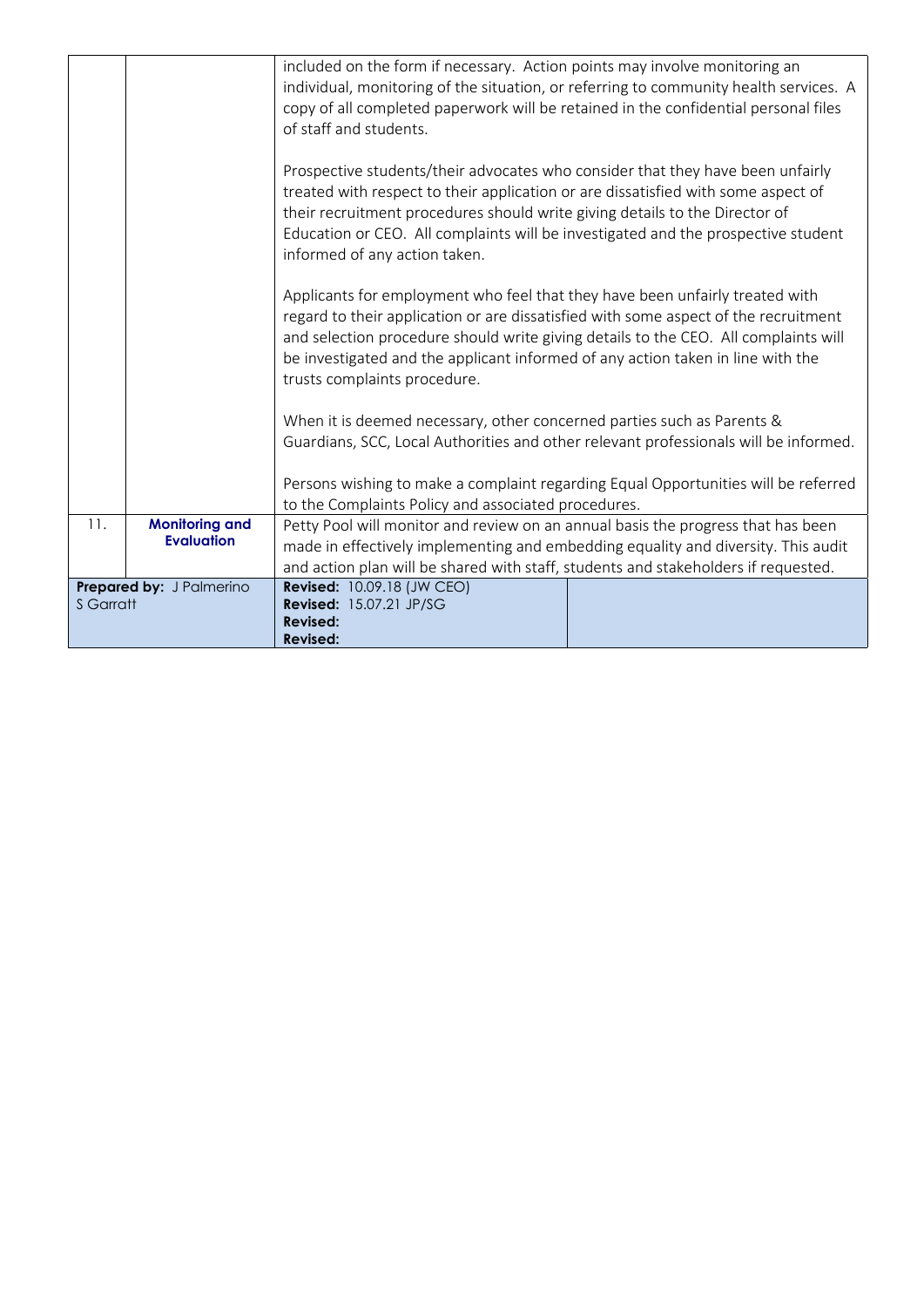| | | |
|---|---|---|
| | | included on the form if necessary. Action points may involve monitoring an individual, monitoring of the situation, or referring to community health services. A copy of all completed paperwork will be retained in the confidential personal files of staff and students.<br><br>Prospective students/their advocates who consider that they have been unfairly treated with respect to their application or are dissatisfied with some aspect of their recruitment procedures should write giving details to the Director of Education or CEO. All complaints will be investigated and the prospective student informed of any action taken.<br><br>Applicants for employment who feel that they have been unfairly treated with regard to their application or are dissatisfied with some aspect of the recruitment and selection procedure should write giving details to the CEO. All complaints will be investigated and the applicant informed of any action taken in line with the trusts complaints procedure.<br><br>When it is deemed necessary, other concerned parties such as Parents & Guardians, SCC, Local Authorities and other relevant professionals will be informed.<br><br>Persons wishing to make a complaint regarding Equal Opportunities will be referred to the Complaints Policy and associated procedures. |
| 11. | **Monitoring and Evaluation** | Petty Pool will monitor and review on an annual basis the progress that has been made in effectively implementing and embedding equality and diversity. This audit and action plan will be shared with staff, students and stakeholders if requested. |

| | | |
|---|---|---|
| **Prepared by:** J Palmerino<br>S Garratt | **Revised:** 10.09.18 (JW CEO)<br>**Revised:** 15.07.21 JP/SG<br>**Revised:**<br>**Revised:** | |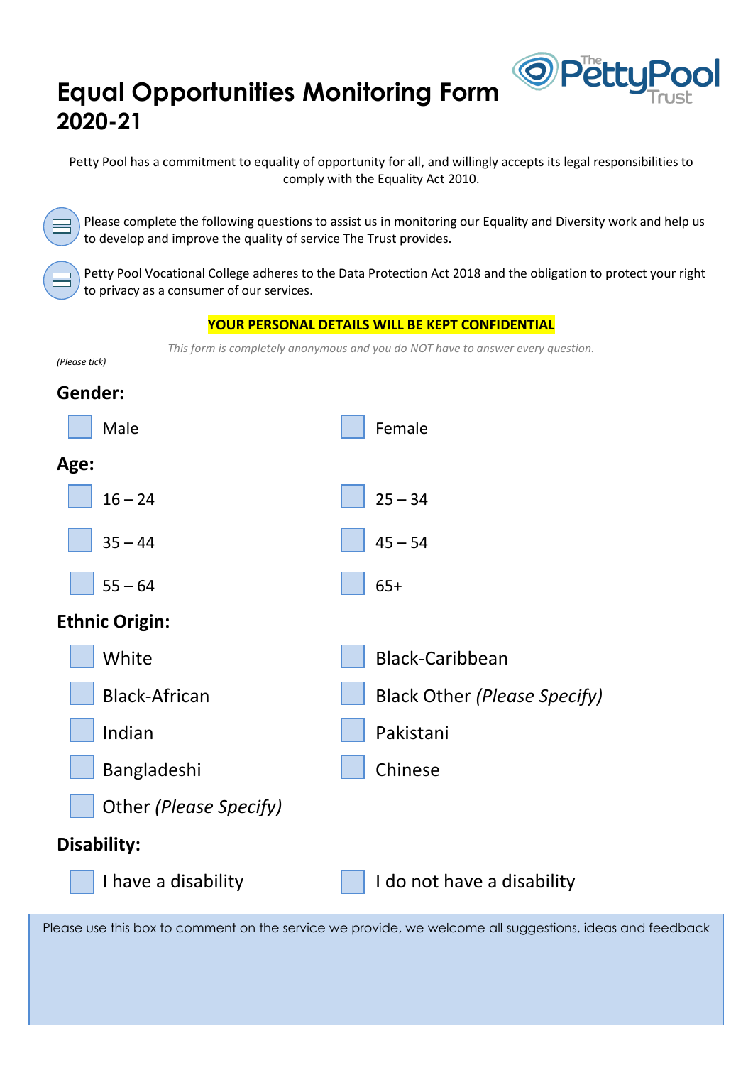# Equal Opportunities Monitoring Form 2020-21

Petty Pool has a commitment to equality of opportunity for all, and willingly accepts its legal responsibilities to comply with the Equality Act 2010.

Please complete the following questions to assist us in monitoring our Equality and Diversity work and help us to develop and improve the quality of service The Trust provides.

Petty Pool Vocational College adheres to the Data Protection Act 2018 and the obligation to protect your right to privacy as a consumer of our services.

**YOUR PERSONAL DETAILS WILL BE KEPT CONFIDENTIAL**

*This form is completely anonymous and you do NOT have to answer every question.*

*(Please tick)*

## Gender:

- ☐ Male
- ☐ Female

## Age:

- ☐ 16 – 24
- ☐ 25 – 34
- ☐ 35 – 44
- ☐ 45 – 54
- ☐ 55 – 64
- ☐ 65+

## Ethnic Origin:

- ☐ White
- ☐ Black-Caribbean
- ☐ Black-African
- ☐ Black Other *(Please Specify)*
- ☐ Indian
- ☐ Pakistani
- ☐ Bangladeshi
- ☐ Chinese
- ☐ Other *(Please Specify)*

## Disability:

- ☐ I have a disability
- ☐ I do not have a disability

Please use this box to comment on the service we provide, we welcome all suggestions, ideas and feedback